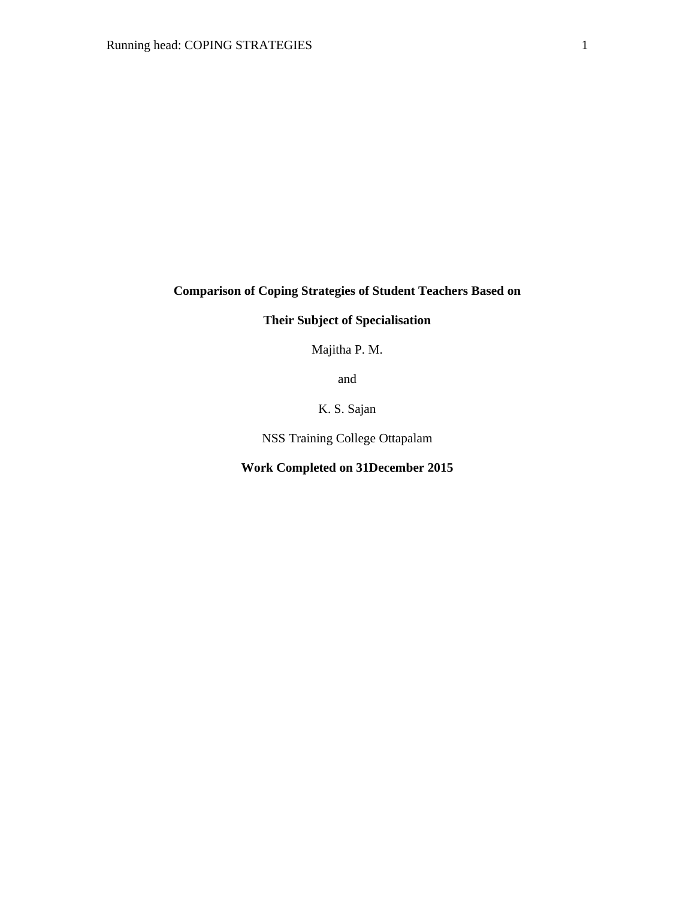# Comparison of Coping Strategies of Student Teachers Based on Their Subject of Specialisation

Majitha P. M.

and

K. S. Sajan

NSS Training College Ottapalam

**Work Completed on 31December 2015**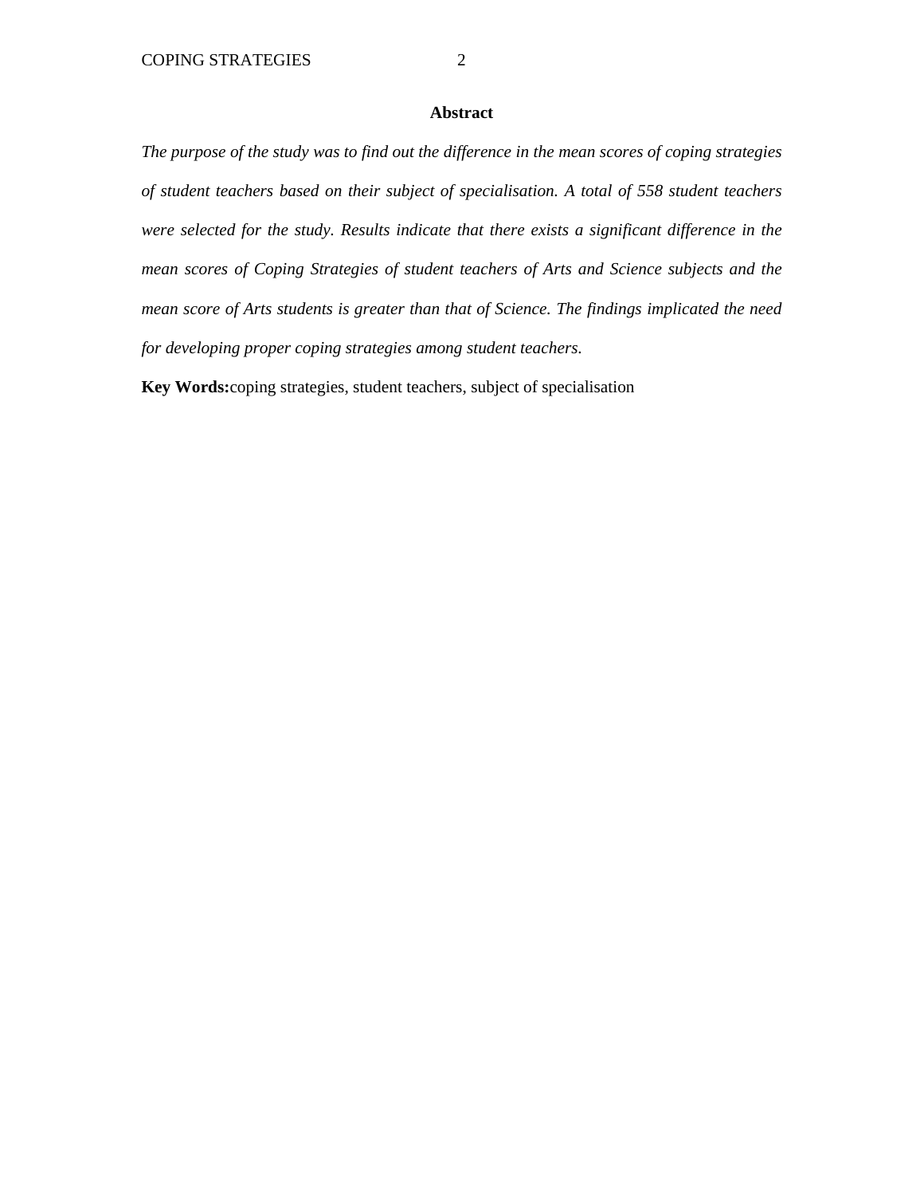## Abstract

*The purpose of the study was to find out the difference in the mean scores of coping strategies of student teachers based on their subject of specialisation. A total of 558 student teachers were selected for the study. Results indicate that there exists a significant difference in the mean scores of Coping Strategies of student teachers of Arts and Science subjects and the mean score of Arts students is greater than that of Science. The findings implicated the need for developing proper coping strategies among student teachers.*

**Key Words:**coping strategies, student teachers, subject of specialisation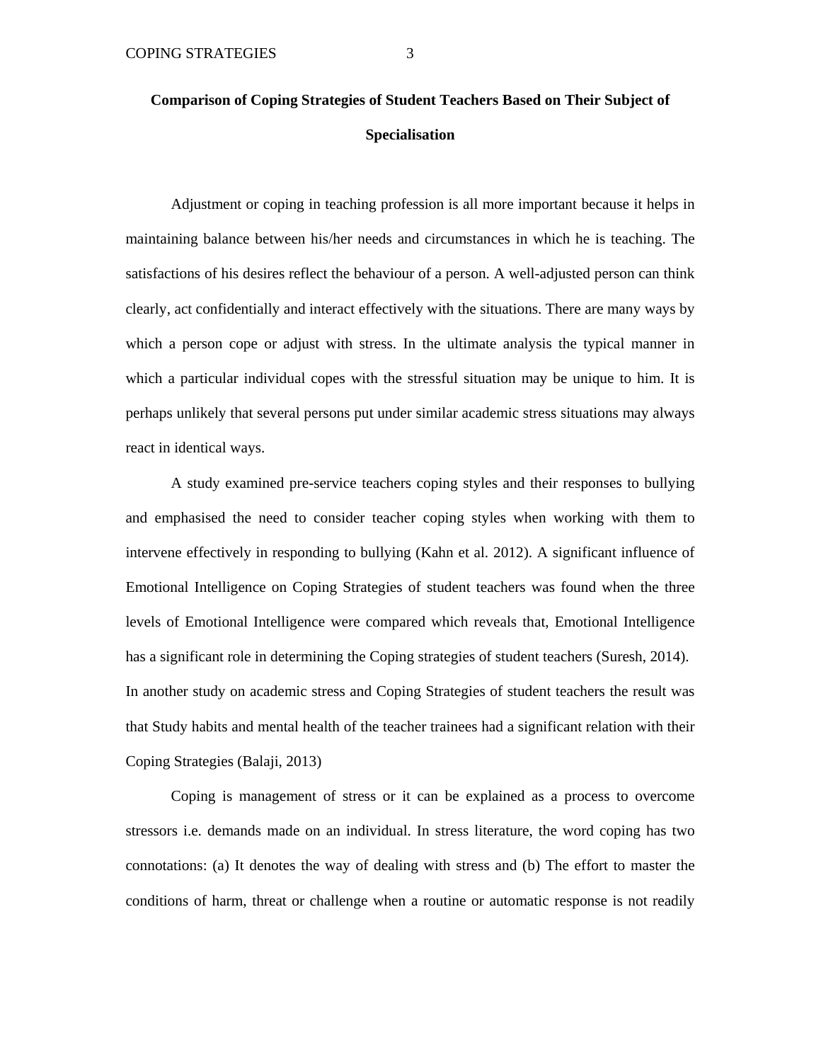**Comparison of Coping Strategies of Student Teachers Based on Their Subject of Specialisation**

Adjustment or coping in teaching profession is all more important because it helps in maintaining balance between his/her needs and circumstances in which he is teaching. The satisfactions of his desires reflect the behaviour of a person. A well-adjusted person can think clearly, act confidentially and interact effectively with the situations. There are many ways by which a person cope or adjust with stress. In the ultimate analysis the typical manner in which a particular individual copes with the stressful situation may be unique to him. It is perhaps unlikely that several persons put under similar academic stress situations may always react in identical ways.

A study examined pre-service teachers coping styles and their responses to bullying and emphasised the need to consider teacher coping styles when working with them to intervene effectively in responding to bullying (Kahn et al. 2012). A significant influence of Emotional Intelligence on Coping Strategies of student teachers was found when the three levels of Emotional Intelligence were compared which reveals that, Emotional Intelligence has a significant role in determining the Coping strategies of student teachers (Suresh, 2014). In another study on academic stress and Coping Strategies of student teachers the result was that Study habits and mental health of the teacher trainees had a significant relation with their Coping Strategies (Balaji, 2013)

Coping is management of stress or it can be explained as a process to overcome stressors i.e. demands made on an individual. In stress literature, the word coping has two connotations: (a) It denotes the way of dealing with stress and (b) The effort to master the conditions of harm, threat or challenge when a routine or automatic response is not readily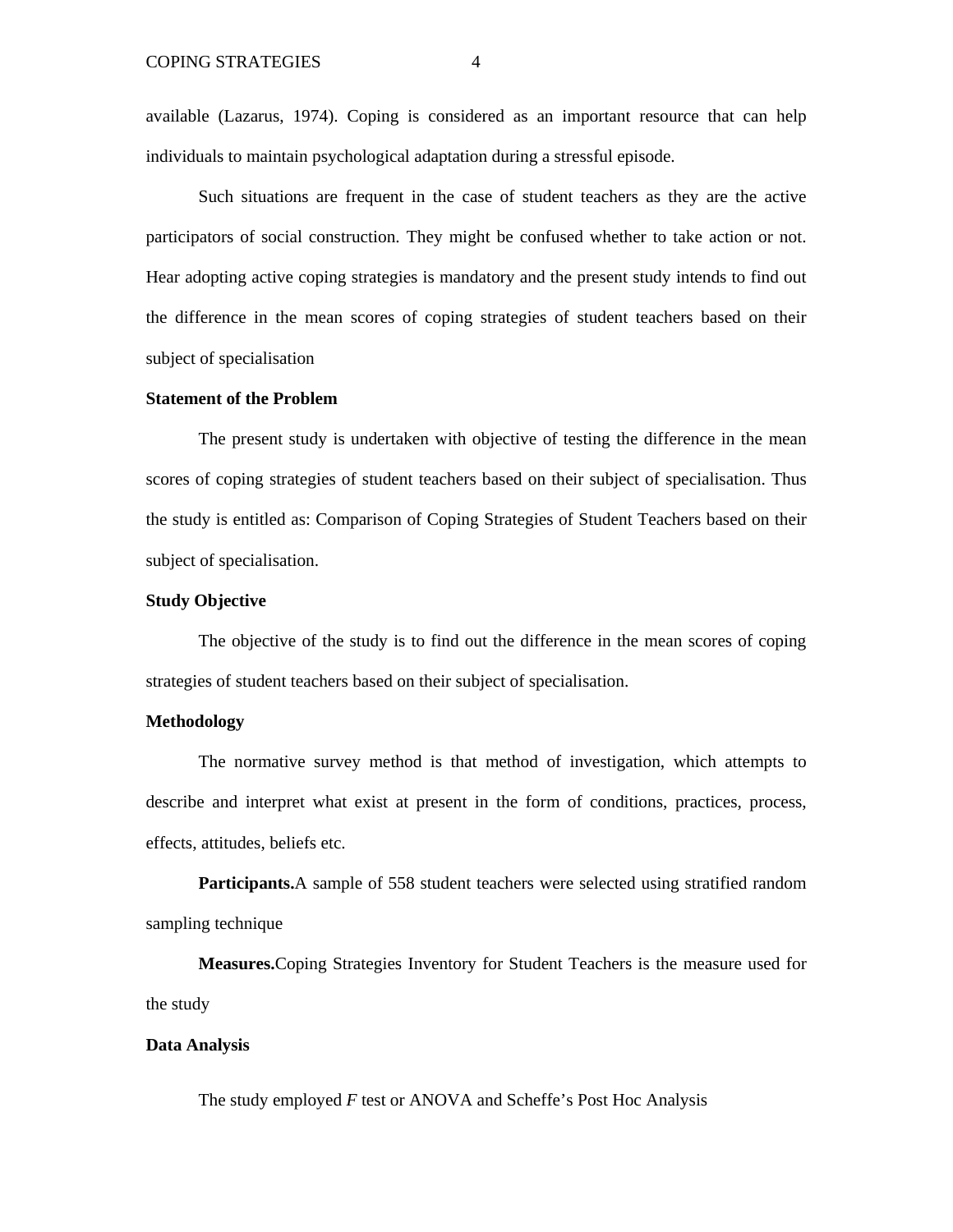available (Lazarus, 1974). Coping is considered as an important resource that can help individuals to maintain psychological adaptation during a stressful episode.

Such situations are frequent in the case of student teachers as they are the active participators of social construction. They might be confused whether to take action or not. Hear adopting active coping strategies is mandatory and the present study intends to find out the difference in the mean scores of coping strategies of student teachers based on their subject of specialisation

**Statement of the Problem**

The present study is undertaken with objective of testing the difference in the mean scores of coping strategies of student teachers based on their subject of specialisation. Thus the study is entitled as: Comparison of Coping Strategies of Student Teachers based on their subject of specialisation.

**Study Objective**

The objective of the study is to find out the difference in the mean scores of coping strategies of student teachers based on their subject of specialisation.

**Methodology**

The normative survey method is that method of investigation, which attempts to describe and interpret what exist at present in the form of conditions, practices, process, effects, attitudes, beliefs etc.

**Participants.**A sample of 558 student teachers were selected using stratified random sampling technique

**Measures.**Coping Strategies Inventory for Student Teachers is the measure used for the study

**Data Analysis**

The study employed *F* test or ANOVA and Scheffe's Post Hoc Analysis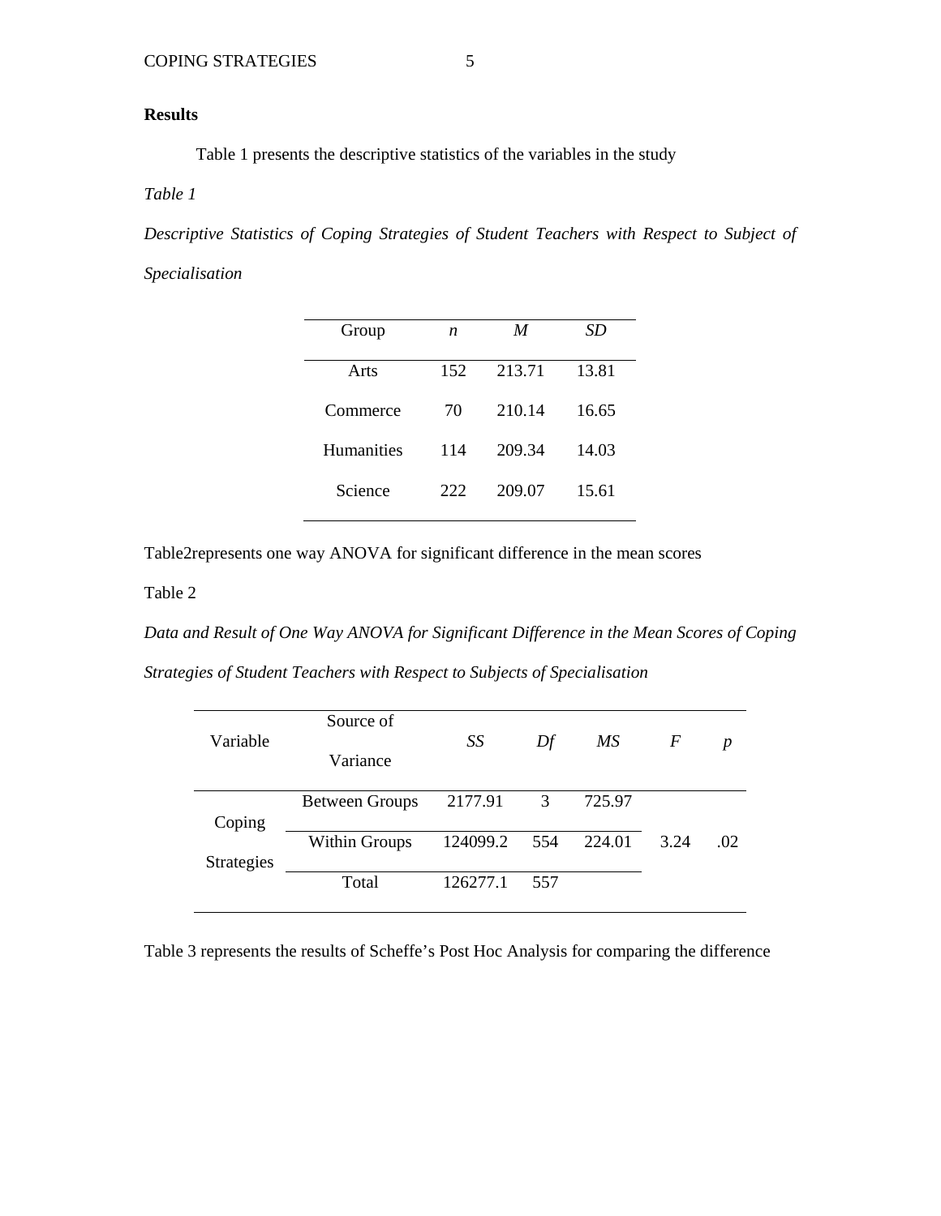**Results**

Table 1 presents the descriptive statistics of the variables in the study

*Table 1*

*Descriptive Statistics of Coping Strategies of Student Teachers with Respect to Subject of Specialisation*

| Group | *n* | *M* | *SD* |
|---|---|---|---|
| Arts | 152 | 213.71 | 13.81 |
| Commerce | 70 | 210.14 | 16.65 |
| Humanities | 114 | 209.34 | 14.03 |
| Science | 222 | 209.07 | 15.61 |

Table2represents one way ANOVA for significant difference in the mean scores

Table 2

*Data and Result of One Way ANOVA for Significant Difference in the Mean Scores of Coping Strategies of Student Teachers with Respect to Subjects of Specialisation*

| Variable | Source of Variance | *SS* | *Df* | *MS* | *F* | *p* |
|---|---|---|---|---|---|---|
| Coping Strategies | Between Groups | 2177.91 | 3 | 725.97 | 3.24 | .02 |
| | Within Groups | 124099.2 | 554 | 224.01 | | |
| | Total | 126277.1 | 557 | | | |

Table 3 represents the results of Scheffe's Post Hoc Analysis for comparing the difference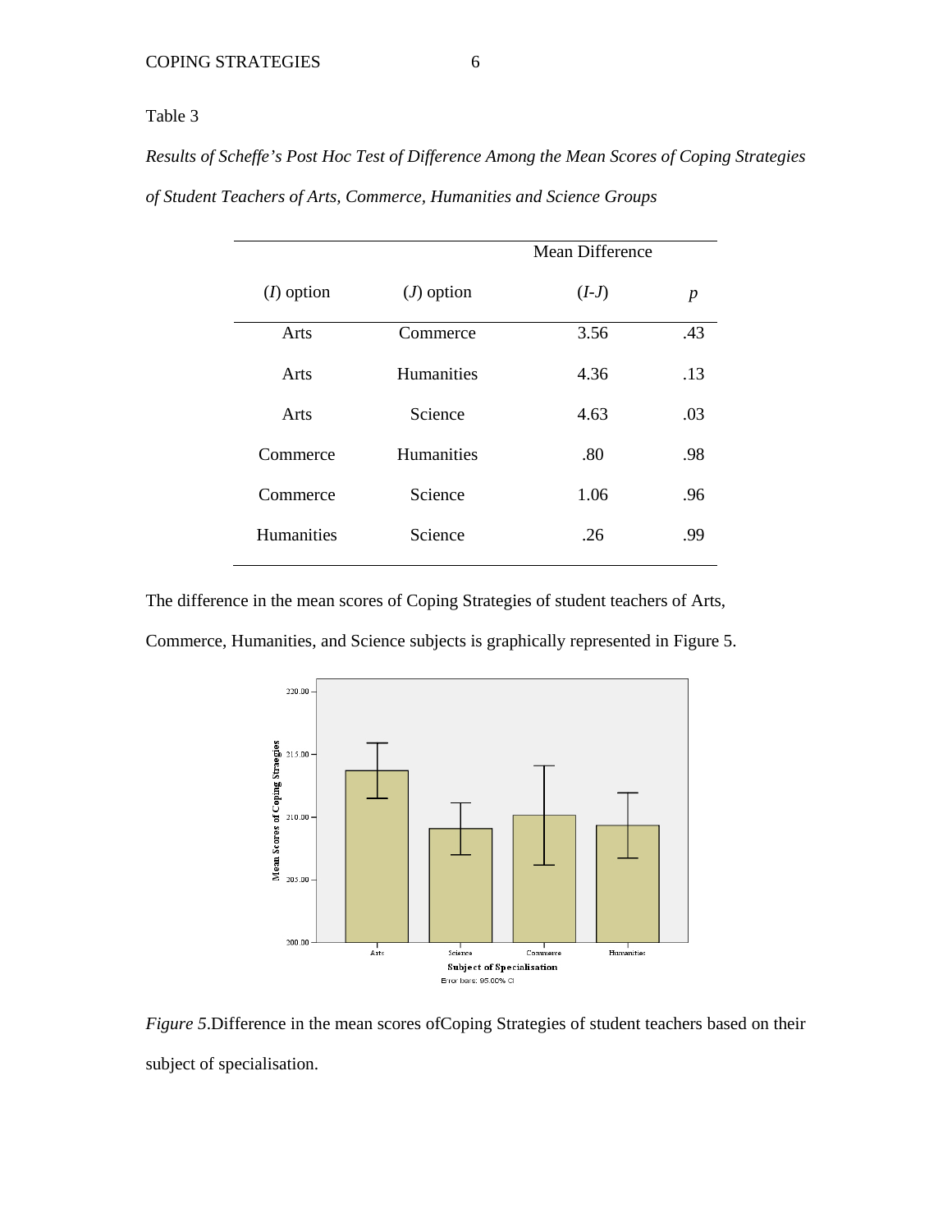Table 3

*Results of Scheffe's Post Hoc Test of Difference Among the Mean Scores of Coping Strategies of Student Teachers of Arts, Commerce, Humanities and Science Groups*

| (*I*) option | (*J*) option | Mean Difference (*I-J*) | *p* |
|---|---|---|---|
| Arts | Commerce | 3.56 | .43 |
| Arts | Humanities | 4.36 | .13 |
| Arts | Science | 4.63 | .03 |
| Commerce | Humanities | .80 | .98 |
| Commerce | Science | 1.06 | .96 |
| Humanities | Science | .26 | .99 |

The difference in the mean scores of Coping Strategies of student teachers of Arts, Commerce, Humanities, and Science subjects is graphically represented in Figure 5.

*Figure 5*.Difference in the mean scores ofCoping Strategies of student teachers based on their subject of specialisation.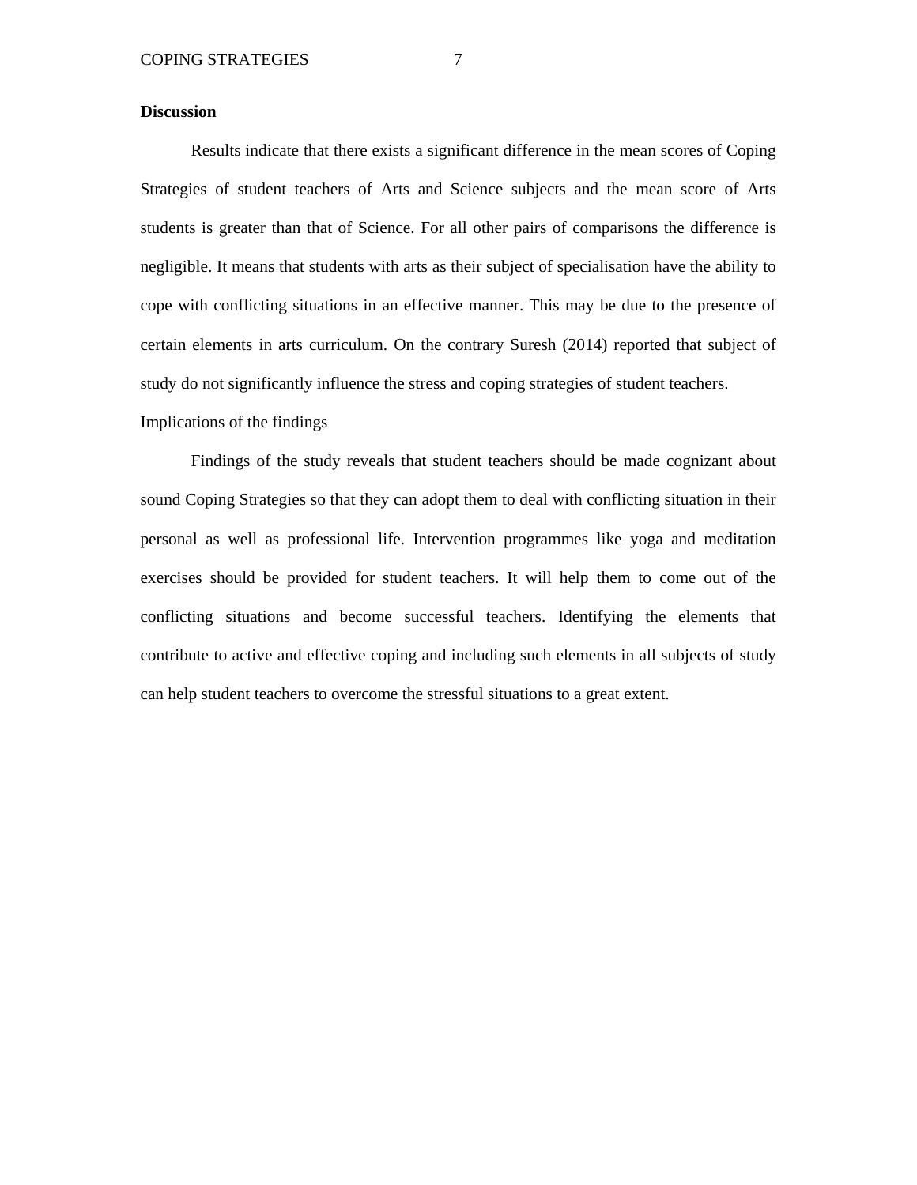**Discussion**

Results indicate that there exists a significant difference in the mean scores of Coping Strategies of student teachers of Arts and Science subjects and the mean score of Arts students is greater than that of Science. For all other pairs of comparisons the difference is negligible. It means that students with arts as their subject of specialisation have the ability to cope with conflicting situations in an effective manner. This may be due to the presence of certain elements in arts curriculum. On the contrary Suresh (2014) reported that subject of study do not significantly influence the stress and coping strategies of student teachers.

Implications of the findings

Findings of the study reveals that student teachers should be made cognizant about sound Coping Strategies so that they can adopt them to deal with conflicting situation in their personal as well as professional life. Intervention programmes like yoga and meditation exercises should be provided for student teachers. It will help them to come out of the conflicting situations and become successful teachers. Identifying the elements that contribute to active and effective coping and including such elements in all subjects of study can help student teachers to overcome the stressful situations to a great extent.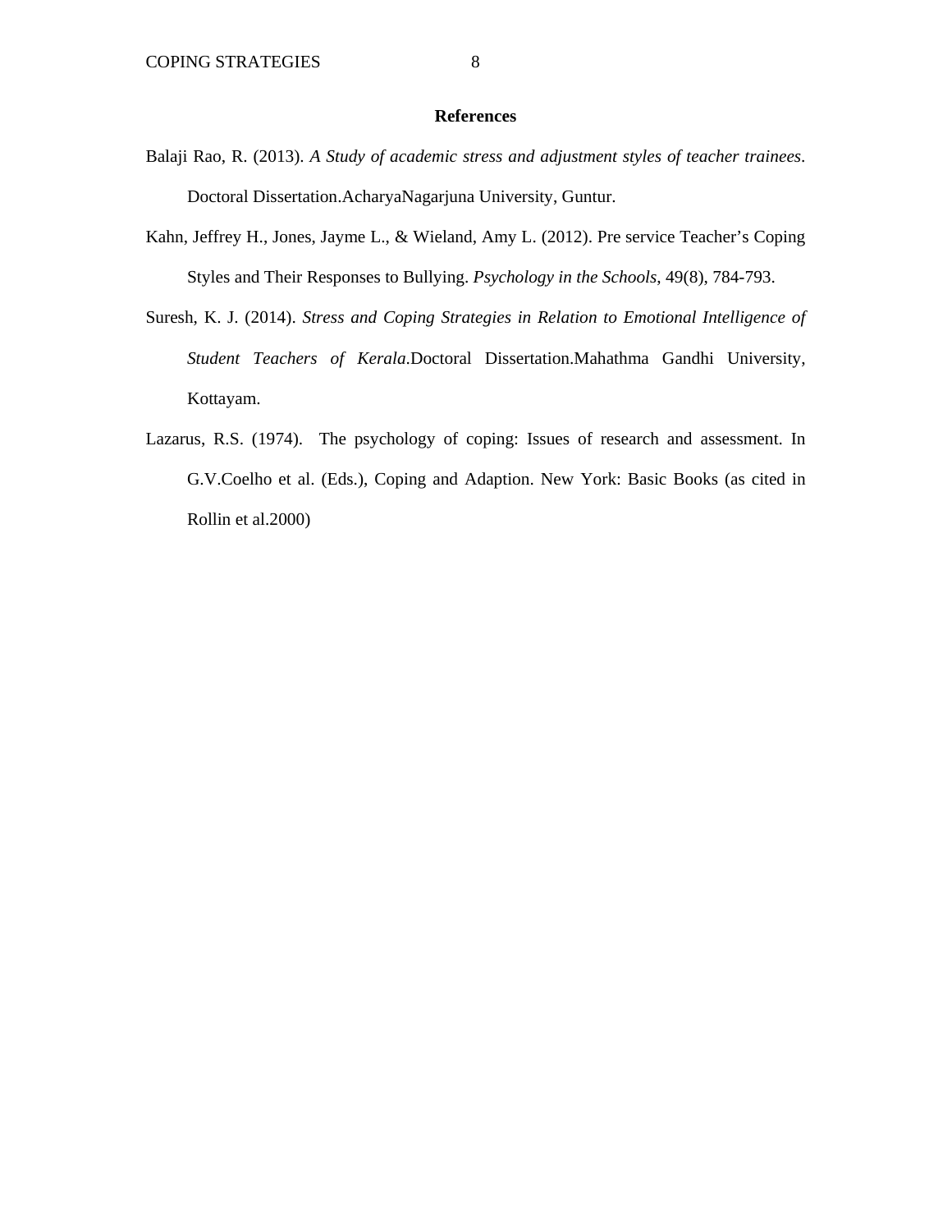# References

Balaji Rao, R. (2013). *A Study of academic stress and adjustment styles of teacher trainees*. Doctoral Dissertation.AcharyaNagarjuna University, Guntur.

Kahn, Jeffrey H., Jones, Jayme L., & Wieland, Amy L. (2012). Pre service Teacher's Coping Styles and Their Responses to Bullying. *Psychology in the Schools*, 49(8), 784-793.

Suresh, K. J. (2014). *Stress and Coping Strategies in Relation to Emotional Intelligence of Student Teachers of Kerala*.Doctoral Dissertation.Mahathma Gandhi University, Kottayam.

Lazarus, R.S. (1974). The psychology of coping: Issues of research and assessment. In G.V.Coelho et al. (Eds.), Coping and Adaption. New York: Basic Books (as cited in Rollin et al.2000)